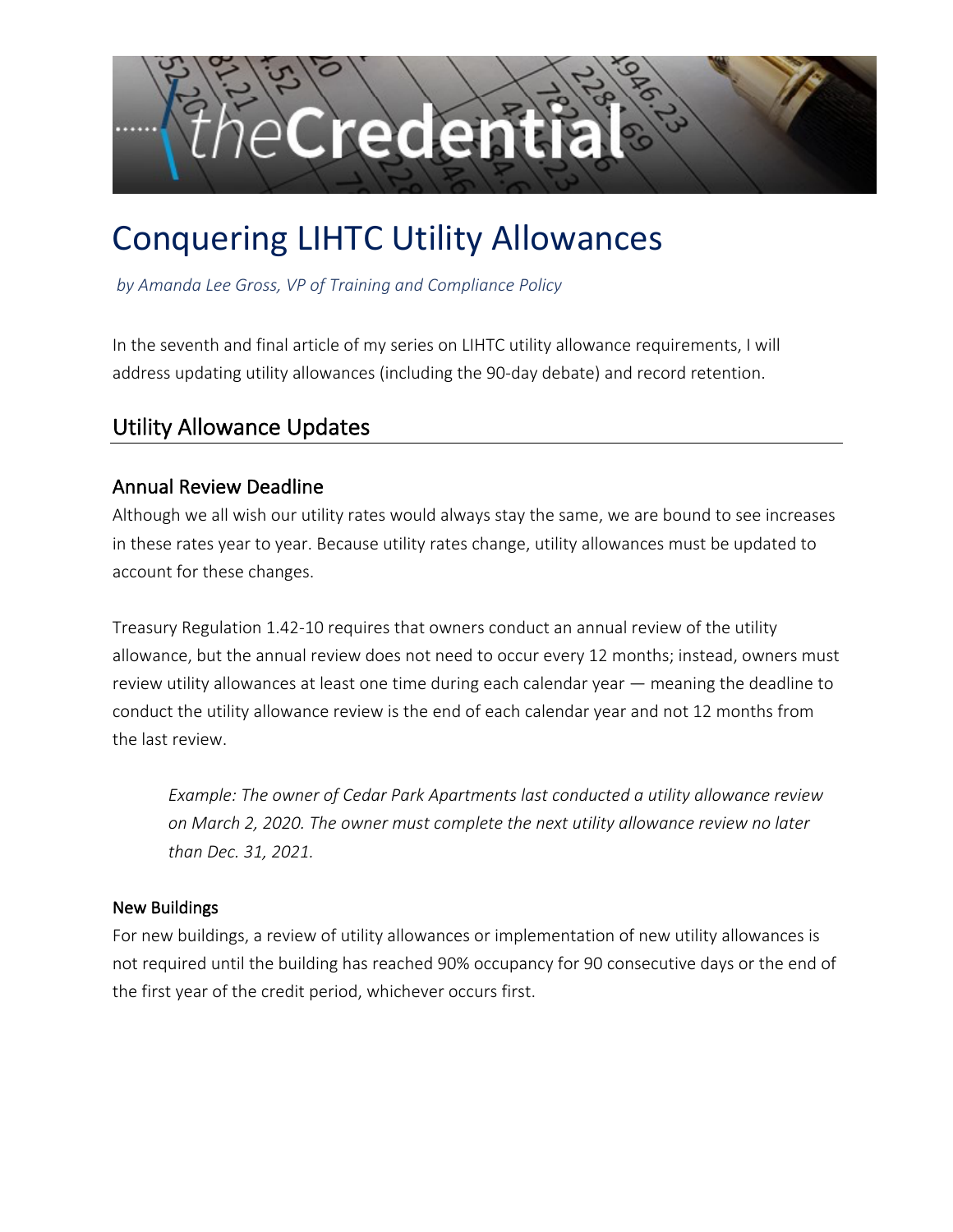# Conquering LIHTC Utility Allowances

*by Amanda Lee Gross, VP of Training and Compliance Policy*

In the seventh and final article of my series on LIHTC utility allowance requirements, I will address updating utility allowances (including the 90-day debate) and record retention.

## Utility Allowance Updates

### Annual Review Deadline

Although we all wish our utility rates would always stay the same, we are bound to see increases in these rates year to year. Because utility rates change, utility allowances must be updated to account for these changes.

Treasury Regulation 1.42-10 requires that owners conduct an annual review of the utility allowance, but the annual review does not need to occur every 12 months; instead, owners must review utility allowances at least one time during each calendar year — meaning the deadline to conduct the utility allowance review is the end of each calendar year and not 12 months from the last review.

> *Example: The owner of Cedar Park Apartments last conducted a utility allowance review on March 2, 2020. The owner must complete the next utility allowance review no later than Dec. 31, 2021.*

#### New Buildings

For new buildings, a review of utility allowances or implementation of new utility allowances is not required until the building has reached 90% occupancy for 90 consecutive days or the end of the first year of the credit period, whichever occurs first.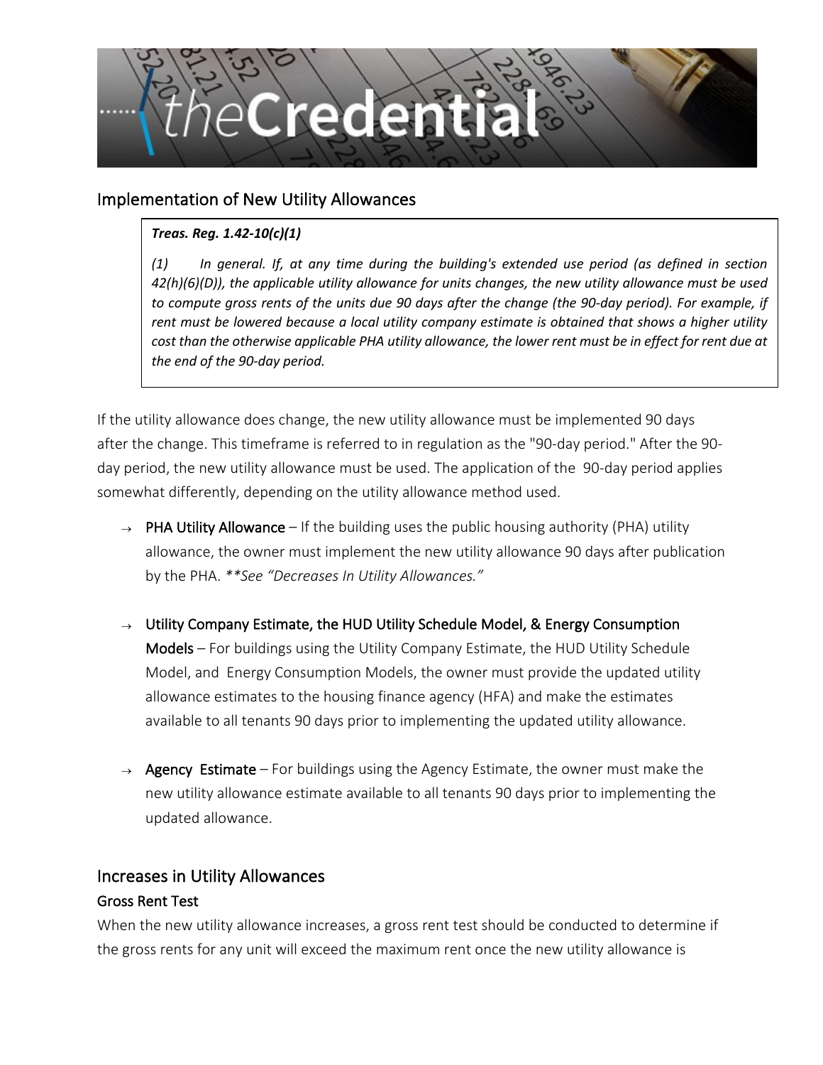## Implementation of New Utility Allowances

> ***Treas. Reg. 1.42-10(c)(1)***
>
> *(1) In general. If, at any time during the building's extended use period (as defined in section 42(h)(6)(D)), the applicable utility allowance for units changes, the new utility allowance must be used to compute gross rents of the units due 90 days after the change (the 90-day period). For example, if rent must be lowered because a local utility company estimate is obtained that shows a higher utility cost than the otherwise applicable PHA utility allowance, the lower rent must be in effect for rent due at the end of the 90-day period.*

If the utility allowance does change, the new utility allowance must be implemented 90 days after the change. This timeframe is referred to in regulation as the "90-day period." After the 90-day period, the new utility allowance must be used. The application of the 90-day period applies somewhat differently, depending on the utility allowance method used.

- PHA Utility Allowance – If the building uses the public housing authority (PHA) utility allowance, the owner must implement the new utility allowance 90 days after publication by the PHA. *\*\*See "Decreases In Utility Allowances."*

- Utility Company Estimate, the HUD Utility Schedule Model, & Energy Consumption Models – For buildings using the Utility Company Estimate, the HUD Utility Schedule Model, and Energy Consumption Models, the owner must provide the updated utility allowance estimates to the housing finance agency (HFA) and make the estimates available to all tenants 90 days prior to implementing the updated utility allowance.

- Agency Estimate – For buildings using the Agency Estimate, the owner must make the new utility allowance estimate available to all tenants 90 days prior to implementing the updated allowance.

## Increases in Utility Allowances

### Gross Rent Test

When the new utility allowance increases, a gross rent test should be conducted to determine if the gross rents for any unit will exceed the maximum rent once the new utility allowance is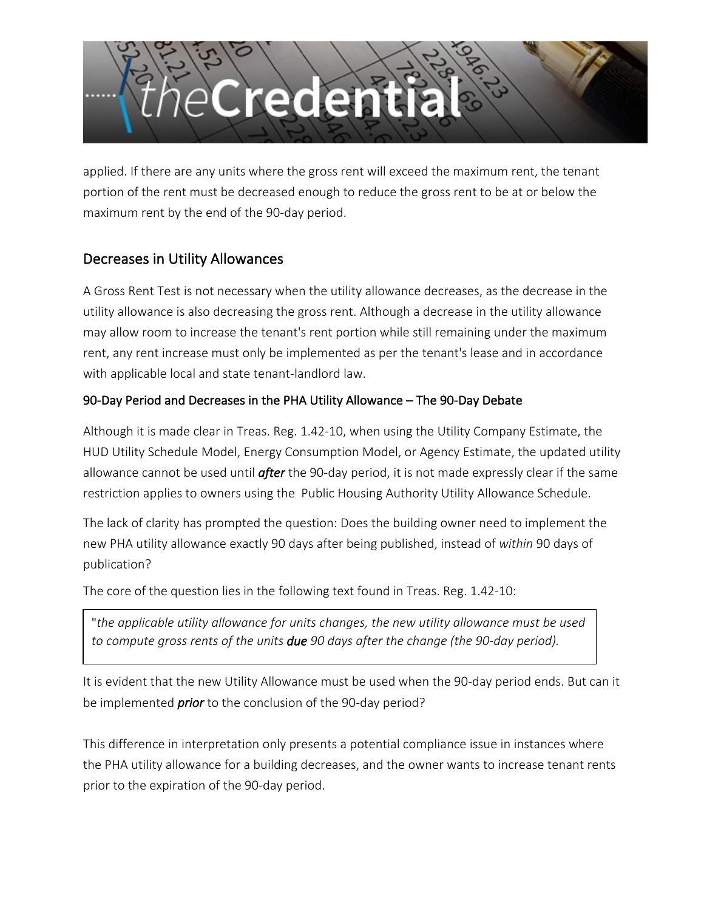applied. If there are any units where the gross rent will exceed the maximum rent, the tenant portion of the rent must be decreased enough to reduce the gross rent to be at or below the maximum rent by the end of the 90-day period.

## Decreases in Utility Allowances

A Gross Rent Test is not necessary when the utility allowance decreases, as the decrease in the utility allowance is also decreasing the gross rent. Although a decrease in the utility allowance may allow room to increase the tenant's rent portion while still remaining under the maximum rent, any rent increase must only be implemented as per the tenant's lease and in accordance with applicable local and state tenant-landlord law.

### 90-Day Period and Decreases in the PHA Utility Allowance – The 90-Day Debate

Although it is made clear in Treas. Reg. 1.42-10, when using the Utility Company Estimate, the HUD Utility Schedule Model, Energy Consumption Model, or Agency Estimate, the updated utility allowance cannot be used until ***after*** the 90-day period, it is not made expressly clear if the same restriction applies to owners using the Public Housing Authority Utility Allowance Schedule.

The lack of clarity has prompted the question: Does the building owner need to implement the new PHA utility allowance exactly 90 days after being published, instead of *within* 90 days of publication?

The core of the question lies in the following text found in Treas. Reg. 1.42-10:

> "*the applicable utility allowance for units changes, the new utility allowance must be used to compute gross rents of the units* ***due*** *90 days after the change (the 90-day period).*

It is evident that the new Utility Allowance must be used when the 90-day period ends. But can it be implemented ***prior*** to the conclusion of the 90-day period?

This difference in interpretation only presents a potential compliance issue in instances where the PHA utility allowance for a building decreases, and the owner wants to increase tenant rents prior to the expiration of the 90-day period.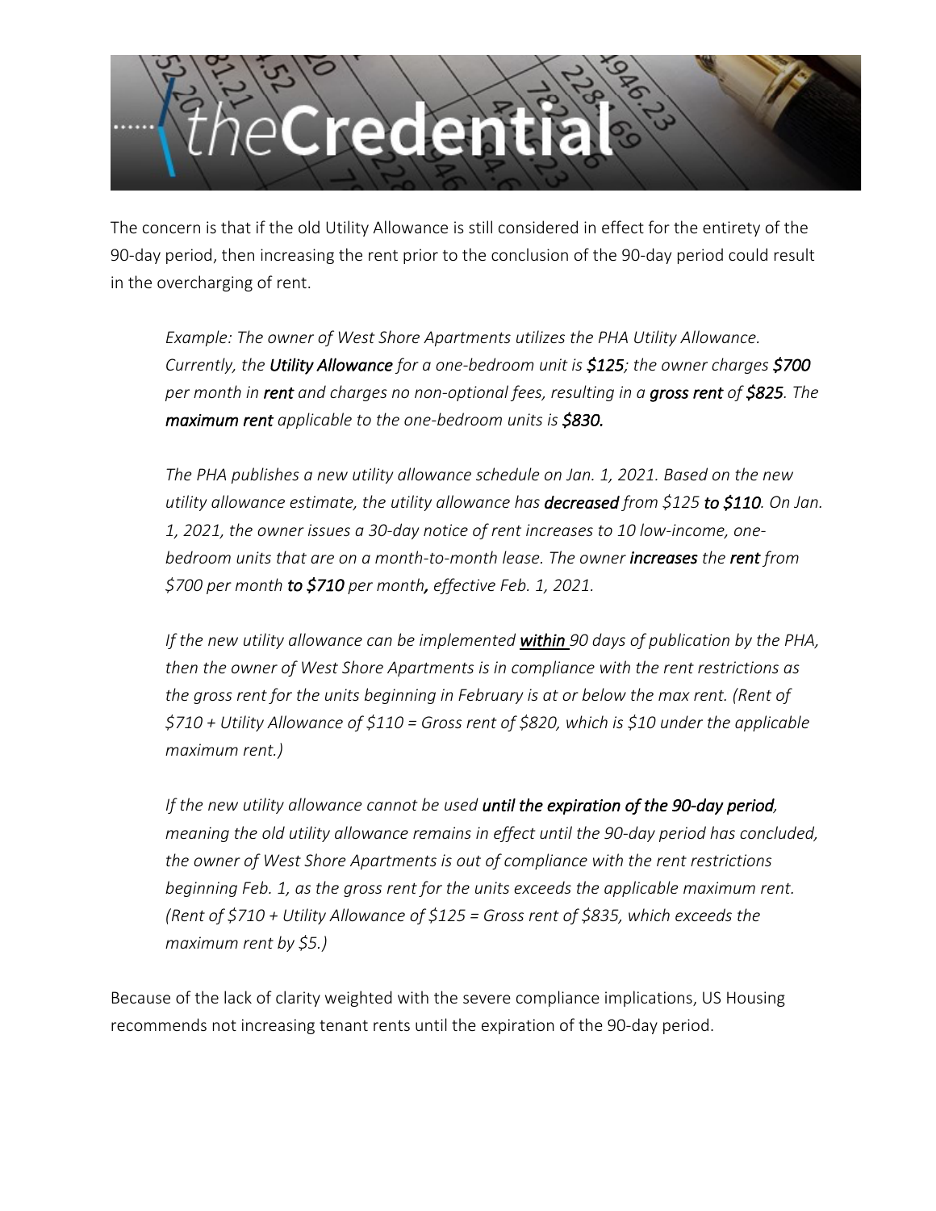The concern is that if the old Utility Allowance is still considered in effect for the entirety of the 90-day period, then increasing the rent prior to the conclusion of the 90-day period could result in the overcharging of rent.

> *Example: The owner of West Shore Apartments utilizes the PHA Utility Allowance. Currently, the **Utility Allowance** for a one-bedroom unit is **$125**; the owner charges **$700** per month in **rent** and charges no non-optional fees, resulting in a **gross rent** of **$825**. The **maximum rent** applicable to the one-bedroom units is **$830.***
>
> *The PHA publishes a new utility allowance schedule on Jan. 1, 2021. Based on the new utility allowance estimate, the utility allowance has **decreased** from $125 **to $110**. On Jan. 1, 2021, the owner issues a 30-day notice of rent increases to 10 low-income, one-bedroom units that are on a month-to-month lease. The owner **increases** the **rent** from $700 per month **to $710** per month**,** effective Feb. 1, 2021.*
>
> *If the new utility allowance can be implemented **within** 90 days of publication by the PHA, then the owner of West Shore Apartments is in compliance with the rent restrictions as the gross rent for the units beginning in February is at or below the max rent. (Rent of $710 + Utility Allowance of $110 = Gross rent of $820, which is $10 under the applicable maximum rent.)*
>
> *If the new utility allowance cannot be used **until the expiration of the 90-day period**, meaning the old utility allowance remains in effect until the 90-day period has concluded, the owner of West Shore Apartments is out of compliance with the rent restrictions beginning Feb. 1, as the gross rent for the units exceeds the applicable maximum rent. (Rent of $710 + Utility Allowance of $125 = Gross rent of $835, which exceeds the maximum rent by $5.)*

Because of the lack of clarity weighted with the severe compliance implications, US Housing recommends not increasing tenant rents until the expiration of the 90-day period.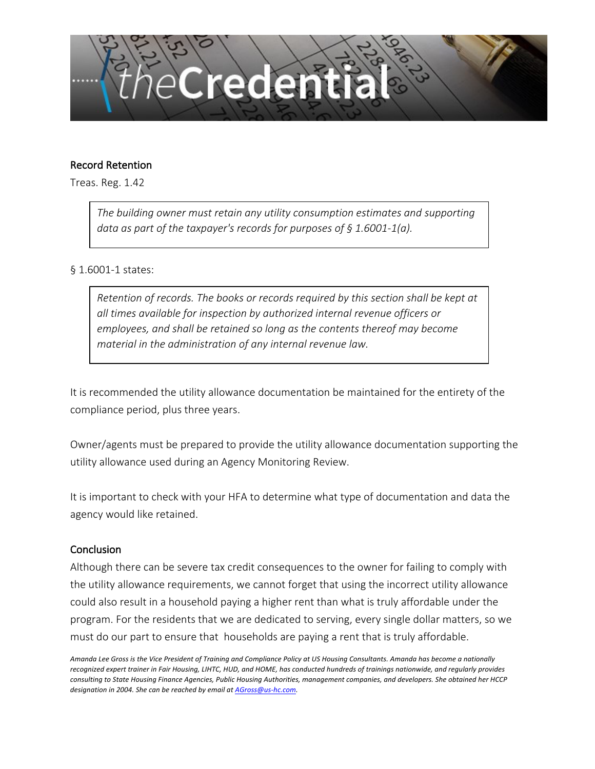## Record Retention

Treas. Reg. 1.42

> *The building owner must retain any utility consumption estimates and supporting data as part of the taxpayer's records for purposes of § 1.6001-1(a).*

§ 1.6001-1 states:

> *Retention of records. The books or records required by this section shall be kept at all times available for inspection by authorized internal revenue officers or employees, and shall be retained so long as the contents thereof may become material in the administration of any internal revenue law.*

It is recommended the utility allowance documentation be maintained for the entirety of the compliance period, plus three years.

Owner/agents must be prepared to provide the utility allowance documentation supporting the utility allowance used during an Agency Monitoring Review.

It is important to check with your HFA to determine what type of documentation and data the agency would like retained.

## Conclusion

Although there can be severe tax credit consequences to the owner for failing to comply with the utility allowance requirements, we cannot forget that using the incorrect utility allowance could also result in a household paying a higher rent than what is truly affordable under the program. For the residents that we are dedicated to serving, every single dollar matters, so we must do our part to ensure that households are paying a rent that is truly affordable.

*Amanda Lee Gross is the Vice President of Training and Compliance Policy at US Housing Consultants. Amanda has become a nationally recognized expert trainer in Fair Housing, LIHTC, HUD, and HOME, has conducted hundreds of trainings nationwide, and regularly provides consulting to State Housing Finance Agencies, Public Housing Authorities, management companies, and developers. She obtained her HCCP designation in 2004. She can be reached by email at AGross@us-hc.com.*